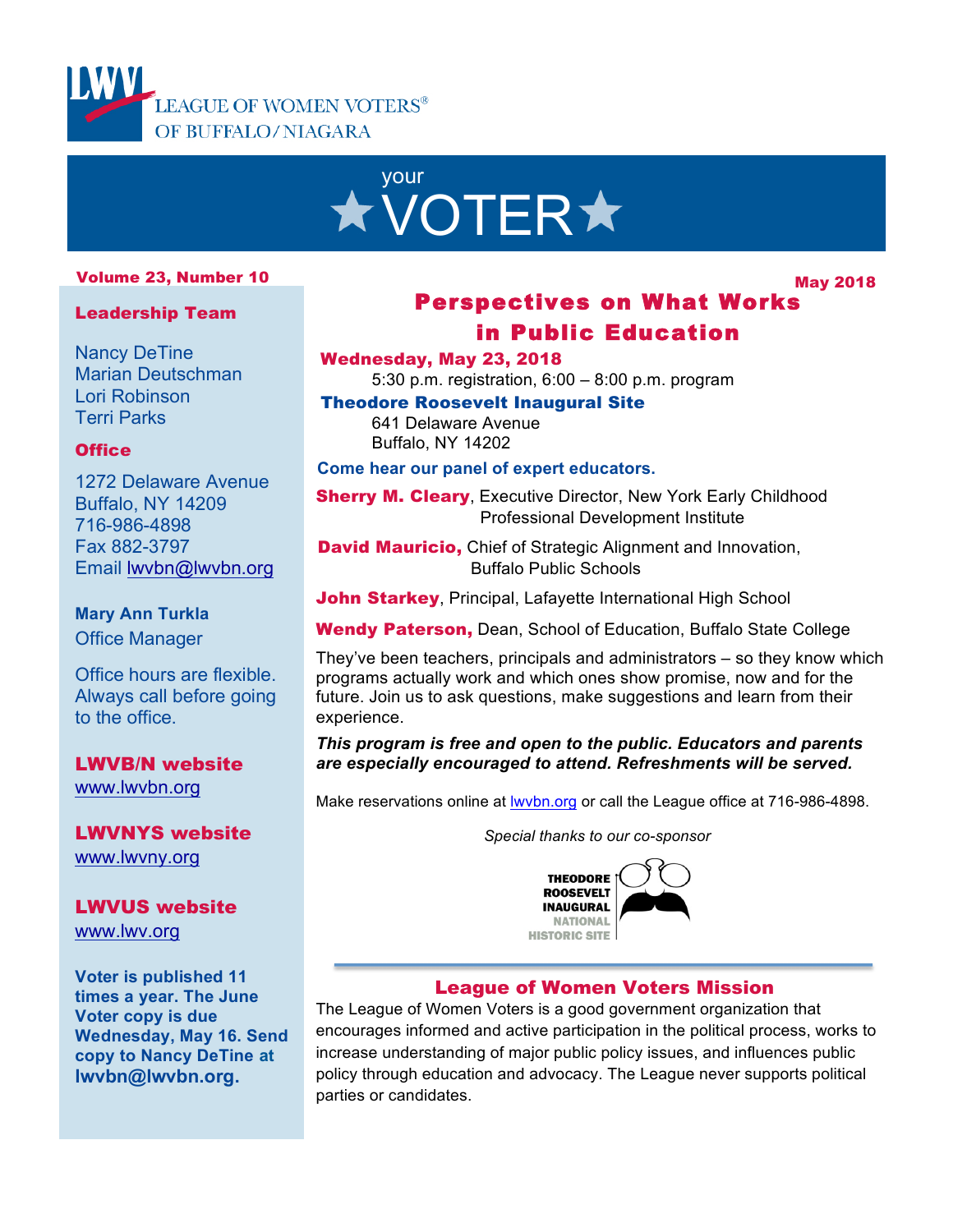LEAGUE OF WOMEN VOTERS® OF BUFFALO/NIAGARA

# your ★VOTER★

**Volume 23, Number 10**

**May 2018**

## Perspectives on What Works in Public Education

**Wednesday, May 23, 2018**
5:30 p.m. registration, 6:00 – 8:00 p.m. program

**Theodore Roosevelt Inaugural Site**
641 Delaware Avenue
Buffalo, NY 14202

**Come hear our panel of expert educators.**

**Sherry M. Cleary**, Executive Director, New York Early Childhood Professional Development Institute

**David Mauricio,** Chief of Strategic Alignment and Innovation, Buffalo Public Schools

**John Starkey**, Principal, Lafayette International High School

**Wendy Paterson,** Dean, School of Education, Buffalo State College

They've been teachers, principals and administrators – so they know which programs actually work and which ones show promise, now and for the future. Join us to ask questions, make suggestions and learn from their experience.

***This program is free and open to the public. Educators and parents are especially encouraged to attend. Refreshments will be served.***

Make reservations online at lwvbn.org or call the League office at 716-986-4898.

*Special thanks to our co-sponsor*

THEODORE ROOSEVELT INAUGURAL NATIONAL HISTORIC SITE

## League of Women Voters Mission

The League of Women Voters is a good government organization that encourages informed and active participation in the political process, works to increase understanding of major public policy issues, and influences public policy through education and advocacy. The League never supports political parties or candidates.

---

### Leadership Team

Nancy DeTine
Marian Deutschman
Lori Robinson
Terri Parks

### Office

1272 Delaware Avenue
Buffalo, NY 14209
716-986-4898
Fax 882-3797
Email lwvbn@lwvbn.org

**Mary Ann Turkla**
Office Manager

Office hours are flexible. Always call before going to the office.

### LWVB/N website
www.lwvbn.org

### LWVNYS website
www.lwvny.org

### LWVUS website
www.lwv.org

**Voter is published 11 times a year. The June Voter copy is due Wednesday, May 16. Send copy to Nancy DeTine at lwvbn@lwvbn.org.**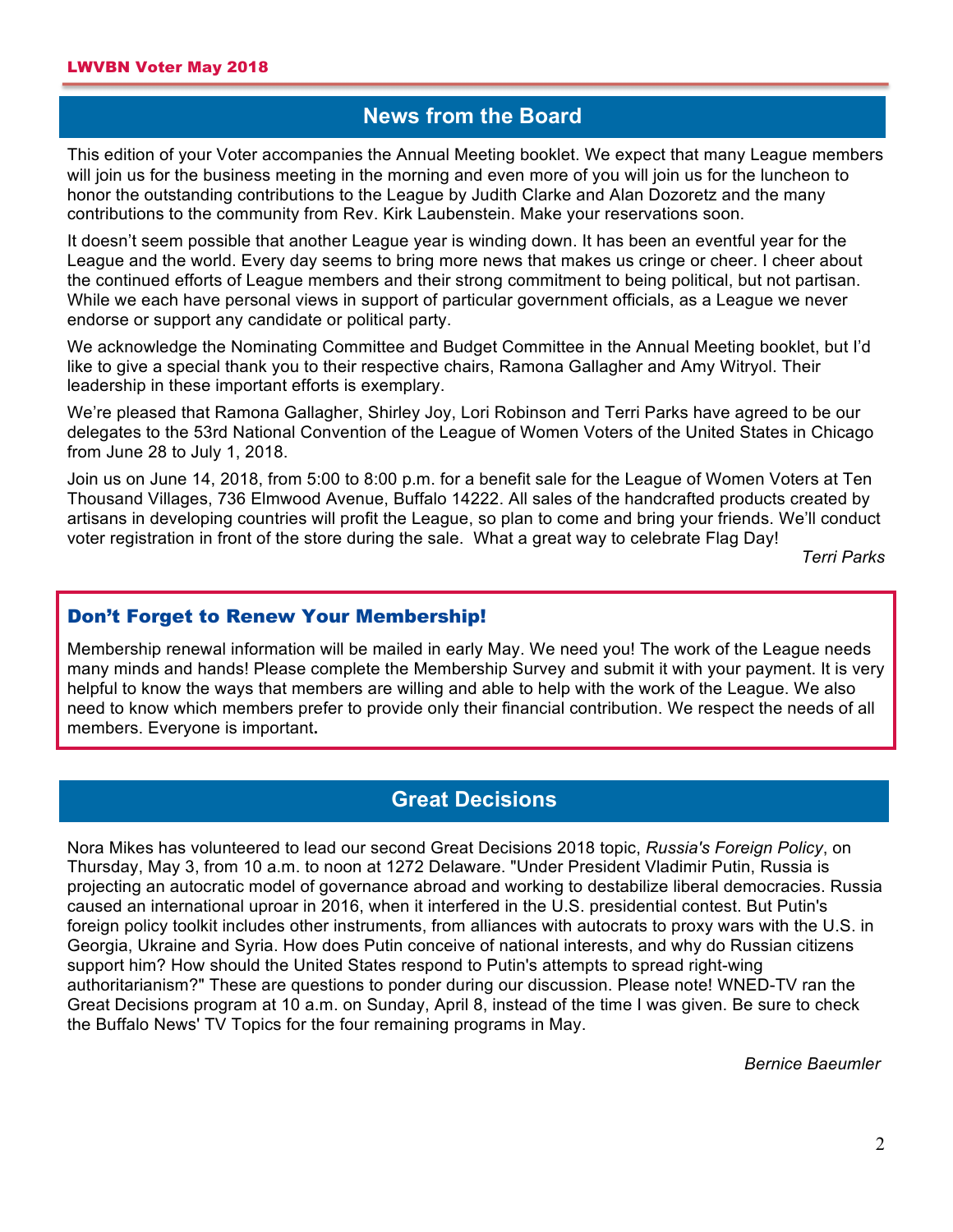## News from the Board

This edition of your Voter accompanies the Annual Meeting booklet. We expect that many League members will join us for the business meeting in the morning and even more of you will join us for the luncheon to honor the outstanding contributions to the League by Judith Clarke and Alan Dozoretz and the many contributions to the community from Rev. Kirk Laubenstein. Make your reservations soon.

It doesn't seem possible that another League year is winding down. It has been an eventful year for the League and the world. Every day seems to bring more news that makes us cringe or cheer. I cheer about the continued efforts of League members and their strong commitment to being political, but not partisan. While we each have personal views in support of particular government officials, as a League we never endorse or support any candidate or political party.

We acknowledge the Nominating Committee and Budget Committee in the Annual Meeting booklet, but I'd like to give a special thank you to their respective chairs, Ramona Gallagher and Amy Witryol. Their leadership in these important efforts is exemplary.

We're pleased that Ramona Gallagher, Shirley Joy, Lori Robinson and Terri Parks have agreed to be our delegates to the 53rd National Convention of the League of Women Voters of the United States in Chicago from June 28 to July 1, 2018.

Join us on June 14, 2018, from 5:00 to 8:00 p.m. for a benefit sale for the League of Women Voters at Ten Thousand Villages, 736 Elmwood Avenue, Buffalo 14222. All sales of the handcrafted products created by artisans in developing countries will profit the League, so plan to come and bring your friends. We'll conduct voter registration in front of the store during the sale. What a great way to celebrate Flag Day!

*Terri Parks*

### Don't Forget to Renew Your Membership!

Membership renewal information will be mailed in early May. We need you! The work of the League needs many minds and hands! Please complete the Membership Survey and submit it with your payment. It is very helpful to know the ways that members are willing and able to help with the work of the League. We also need to know which members prefer to provide only their financial contribution. We respect the needs of all members. Everyone is important**.**

## Great Decisions

Nora Mikes has volunteered to lead our second Great Decisions 2018 topic, *Russia's Foreign Policy*, on Thursday, May 3, from 10 a.m. to noon at 1272 Delaware. "Under President Vladimir Putin, Russia is projecting an autocratic model of governance abroad and working to destabilize liberal democracies. Russia caused an international uproar in 2016, when it interfered in the U.S. presidential contest. But Putin's foreign policy toolkit includes other instruments, from alliances with autocrats to proxy wars with the U.S. in Georgia, Ukraine and Syria. How does Putin conceive of national interests, and why do Russian citizens support him? How should the United States respond to Putin's attempts to spread right-wing authoritarianism?" These are questions to ponder during our discussion. Please note! WNED-TV ran the Great Decisions program at 10 a.m. on Sunday, April 8, instead of the time I was given. Be sure to check the Buffalo News' TV Topics for the four remaining programs in May.

*Bernice Baeumler*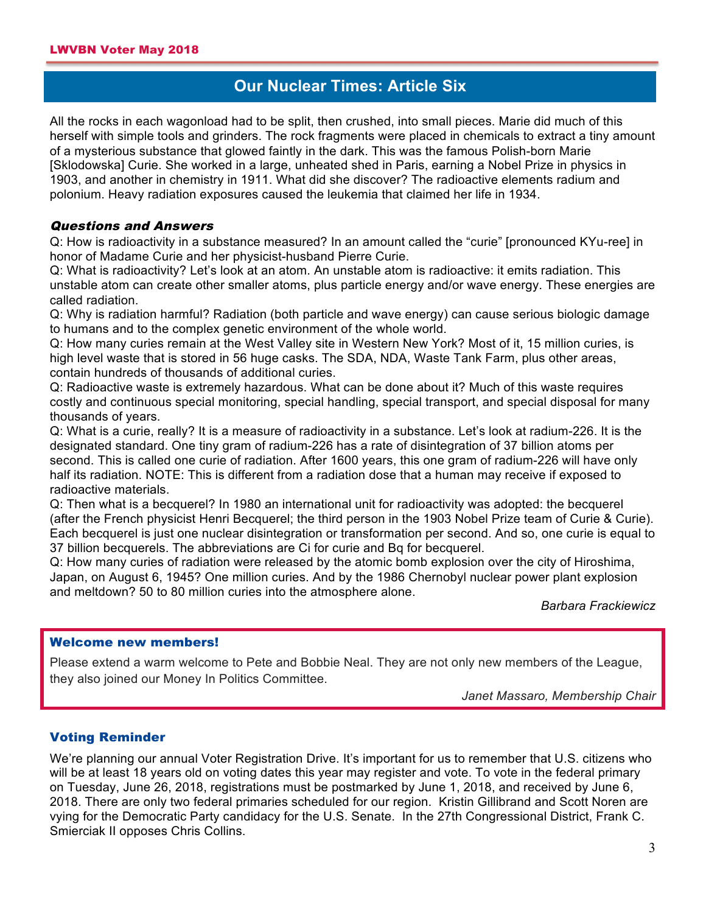## Our Nuclear Times: Article Six

All the rocks in each wagonload had to be split, then crushed, into small pieces. Marie did much of this herself with simple tools and grinders. The rock fragments were placed in chemicals to extract a tiny amount of a mysterious substance that glowed faintly in the dark. This was the famous Polish-born Marie [Sklodowska] Curie. She worked in a large, unheated shed in Paris, earning a Nobel Prize in physics in 1903, and another in chemistry in 1911. What did she discover? The radioactive elements radium and polonium. Heavy radiation exposures caused the leukemia that claimed her life in 1934.

### *Questions and Answers*

Q: How is radioactivity in a substance measured? In an amount called the "curie" [pronounced KYu-ree] in honor of Madame Curie and her physicist-husband Pierre Curie.

Q: What is radioactivity? Let's look at an atom. An unstable atom is radioactive: it emits radiation. This unstable atom can create other smaller atoms, plus particle energy and/or wave energy. These energies are called radiation.

Q: Why is radiation harmful? Radiation (both particle and wave energy) can cause serious biologic damage to humans and to the complex genetic environment of the whole world.

Q: How many curies remain at the West Valley site in Western New York? Most of it, 15 million curies, is high level waste that is stored in 56 huge casks. The SDA, NDA, Waste Tank Farm, plus other areas, contain hundreds of thousands of additional curies.

Q: Radioactive waste is extremely hazardous. What can be done about it? Much of this waste requires costly and continuous special monitoring, special handling, special transport, and special disposal for many thousands of years.

Q: What is a curie, really? It is a measure of radioactivity in a substance. Let's look at radium-226. It is the designated standard. One tiny gram of radium-226 has a rate of disintegration of 37 billion atoms per second. This is called one curie of radiation. After 1600 years, this one gram of radium-226 will have only half its radiation. NOTE: This is different from a radiation dose that a human may receive if exposed to radioactive materials.

Q: Then what is a becquerel? In 1980 an international unit for radioactivity was adopted: the becquerel (after the French physicist Henri Becquerel; the third person in the 1903 Nobel Prize team of Curie & Curie). Each becquerel is just one nuclear disintegration or transformation per second. And so, one curie is equal to 37 billion becquerels. The abbreviations are Ci for curie and Bq for becquerel.

Q: How many curies of radiation were released by the atomic bomb explosion over the city of Hiroshima, Japan, on August 6, 1945? One million curies. And by the 1986 Chernobyl nuclear power plant explosion and meltdown? 50 to 80 million curies into the atmosphere alone.

*Barbara Frackiewicz*

### Welcome new members!

Please extend a warm welcome to Pete and Bobbie Neal. They are not only new members of the League, they also joined our Money In Politics Committee.

*Janet Massaro, Membership Chair*

### Voting Reminder

We're planning our annual Voter Registration Drive. It's important for us to remember that U.S. citizens who will be at least 18 years old on voting dates this year may register and vote. To vote in the federal primary on Tuesday, June 26, 2018, registrations must be postmarked by June 1, 2018, and received by June 6, 2018. There are only two federal primaries scheduled for our region. Kristin Gillibrand and Scott Noren are vying for the Democratic Party candidacy for the U.S. Senate. In the 27th Congressional District, Frank C. Smierciak II opposes Chris Collins.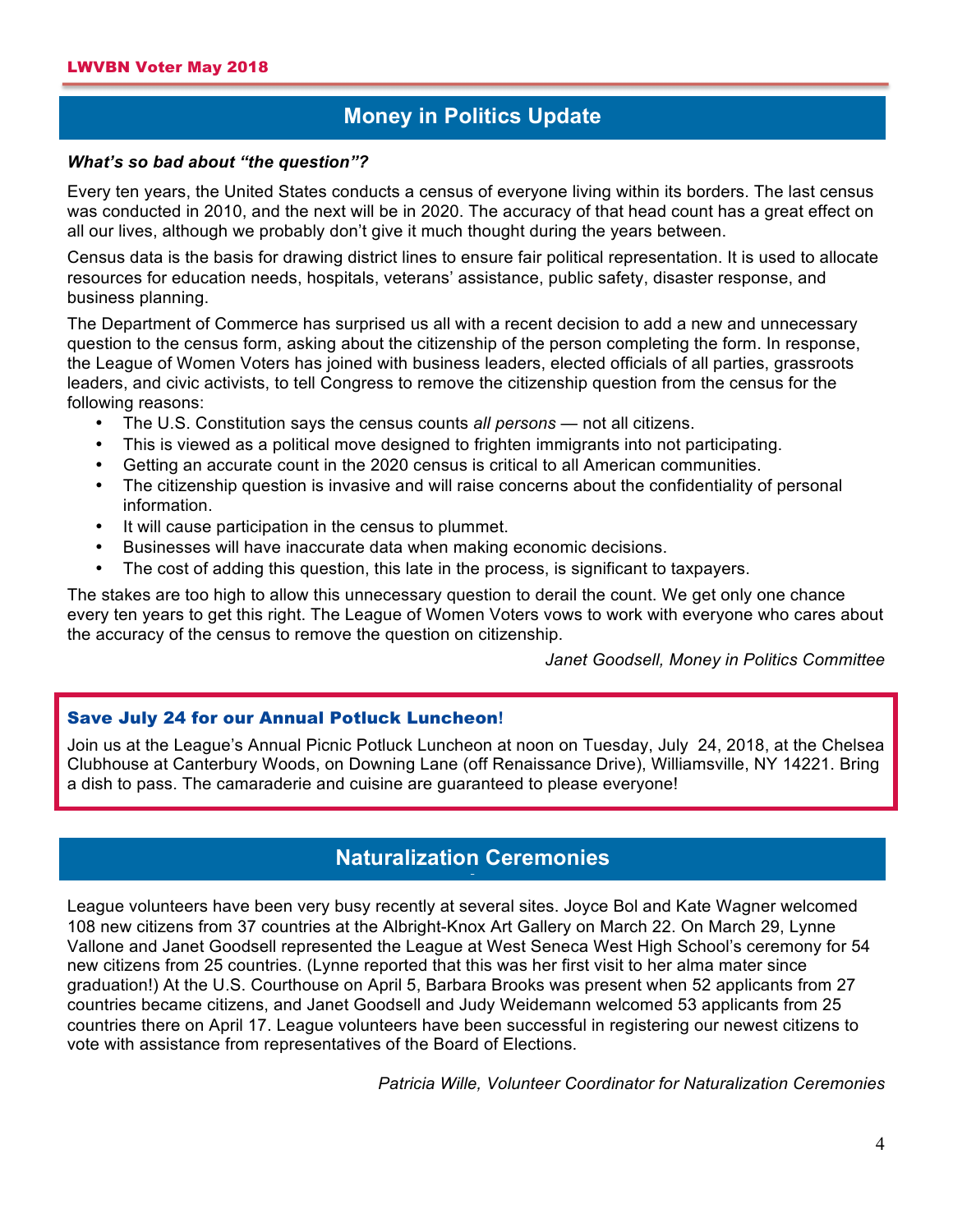## Money in Politics Update

***What's so bad about "the question"?***

Every ten years, the United States conducts a census of everyone living within its borders. The last census was conducted in 2010, and the next will be in 2020. The accuracy of that head count has a great effect on all our lives, although we probably don't give it much thought during the years between.

Census data is the basis for drawing district lines to ensure fair political representation. It is used to allocate resources for education needs, hospitals, veterans' assistance, public safety, disaster response, and business planning.

The Department of Commerce has surprised us all with a recent decision to add a new and unnecessary question to the census form, asking about the citizenship of the person completing the form. In response, the League of Women Voters has joined with business leaders, elected officials of all parties, grassroots leaders, and civic activists, to tell Congress to remove the citizenship question from the census for the following reasons:

- The U.S. Constitution says the census counts *all persons* — not all citizens.
- This is viewed as a political move designed to frighten immigrants into not participating.
- Getting an accurate count in the 2020 census is critical to all American communities.
- The citizenship question is invasive and will raise concerns about the confidentiality of personal information.
- It will cause participation in the census to plummet.
- Businesses will have inaccurate data when making economic decisions.
- The cost of adding this question, this late in the process, is significant to taxpayers.

The stakes are too high to allow this unnecessary question to derail the count. We get only one chance every ten years to get this right. The League of Women Voters vows to work with everyone who cares about the accuracy of the census to remove the question on citizenship.

*Janet Goodsell, Money in Politics Committee*

**Save July 24 for our Annual Potluck Luncheon!**

Join us at the League's Annual Picnic Potluck Luncheon at noon on Tuesday, July 24, 2018, at the Chelsea Clubhouse at Canterbury Woods, on Downing Lane (off Renaissance Drive), Williamsville, NY 14221. Bring a dish to pass. The camaraderie and cuisine are guaranteed to please everyone!

## Naturalization Ceremonies

League volunteers have been very busy recently at several sites. Joyce Bol and Kate Wagner welcomed 108 new citizens from 37 countries at the Albright-Knox Art Gallery on March 22. On March 29, Lynne Vallone and Janet Goodsell represented the League at West Seneca West High School's ceremony for 54 new citizens from 25 countries. (Lynne reported that this was her first visit to her alma mater since graduation!) At the U.S. Courthouse on April 5, Barbara Brooks was present when 52 applicants from 27 countries became citizens, and Janet Goodsell and Judy Weidemann welcomed 53 applicants from 25 countries there on April 17. League volunteers have been successful in registering our newest citizens to vote with assistance from representatives of the Board of Elections.

*Patricia Wille, Volunteer Coordinator for Naturalization Ceremonies*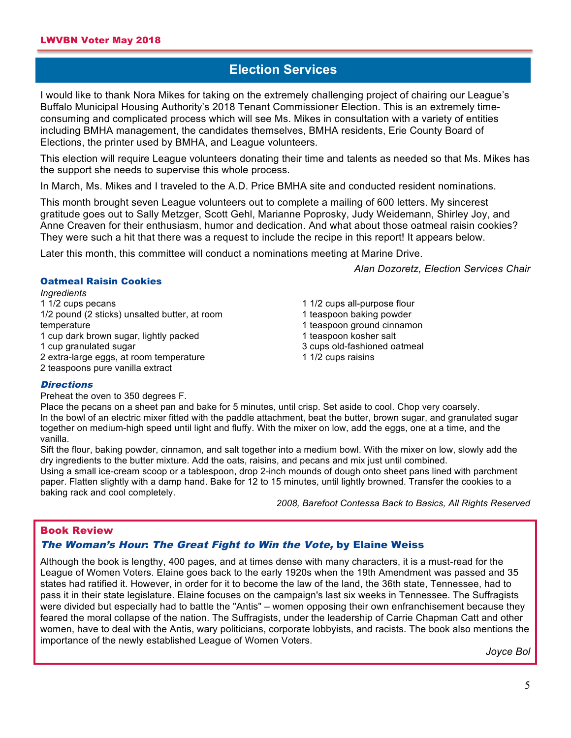## Election Services

I would like to thank Nora Mikes for taking on the extremely challenging project of chairing our League's Buffalo Municipal Housing Authority's 2018 Tenant Commissioner Election. This is an extremely time-consuming and complicated process which will see Ms. Mikes in consultation with a variety of entities including BMHA management, the candidates themselves, BMHA residents, Erie County Board of Elections, the printer used by BMHA, and League volunteers.

This election will require League volunteers donating their time and talents as needed so that Ms. Mikes has the support she needs to supervise this whole process.

In March, Ms. Mikes and I traveled to the A.D. Price BMHA site and conducted resident nominations.

This month brought seven League volunteers out to complete a mailing of 600 letters. My sincerest gratitude goes out to Sally Metzger, Scott Gehl, Marianne Poprosky, Judy Weidemann, Shirley Joy, and Anne Creaven for their enthusiasm, humor and dedication. And what about those oatmeal raisin cookies? They were such a hit that there was a request to include the recipe in this report! It appears below.

Later this month, this committee will conduct a nominations meeting at Marine Drive.

*Alan Dozoretz, Election Services Chair*

### Oatmeal Raisin Cookies

*Ingredients*

1 1/2 cups pecans
1/2 pound (2 sticks) unsalted butter, at room temperature
1 cup dark brown sugar, lightly packed
1 cup granulated sugar
2 extra-large eggs, at room temperature
2 teaspoons pure vanilla extract
1 1/2 cups all-purpose flour
1 teaspoon baking powder
1 teaspoon ground cinnamon
1 teaspoon kosher salt
3 cups old-fashioned oatmeal
1 1/2 cups raisins

***Directions***

Preheat the oven to 350 degrees F.
Place the pecans on a sheet pan and bake for 5 minutes, until crisp. Set aside to cool. Chop very coarsely.
In the bowl of an electric mixer fitted with the paddle attachment, beat the butter, brown sugar, and granulated sugar together on medium-high speed until light and fluffy. With the mixer on low, add the eggs, one at a time, and the vanilla.
Sift the flour, baking powder, cinnamon, and salt together into a medium bowl. With the mixer on low, slowly add the dry ingredients to the butter mixture. Add the oats, raisins, and pecans and mix just until combined.
Using a small ice-cream scoop or a tablespoon, drop 2-inch mounds of dough onto sheet pans lined with parchment paper. Flatten slightly with a damp hand. Bake for 12 to 15 minutes, until lightly browned. Transfer the cookies to a baking rack and cool completely.

*2008, Barefoot Contessa Back to Basics, All Rights Reserved*

### Book Review

#### *The Woman's Hour: The Great Fight to Win the Vote,* by Elaine Weiss

Although the book is lengthy, 400 pages, and at times dense with many characters, it is a must-read for the League of Women Voters. Elaine goes back to the early 1920s when the 19th Amendment was passed and 35 states had ratified it. However, in order for it to become the law of the land, the 36th state, Tennessee, had to pass it in their state legislature. Elaine focuses on the campaign's last six weeks in Tennessee. The Suffragists were divided but especially had to battle the "Antis" – women opposing their own enfranchisement because they feared the moral collapse of the nation. The Suffragists, under the leadership of Carrie Chapman Catt and other women, have to deal with the Antis, wary politicians, corporate lobbyists, and racists. The book also mentions the importance of the newly established League of Women Voters.

*Joyce Bol*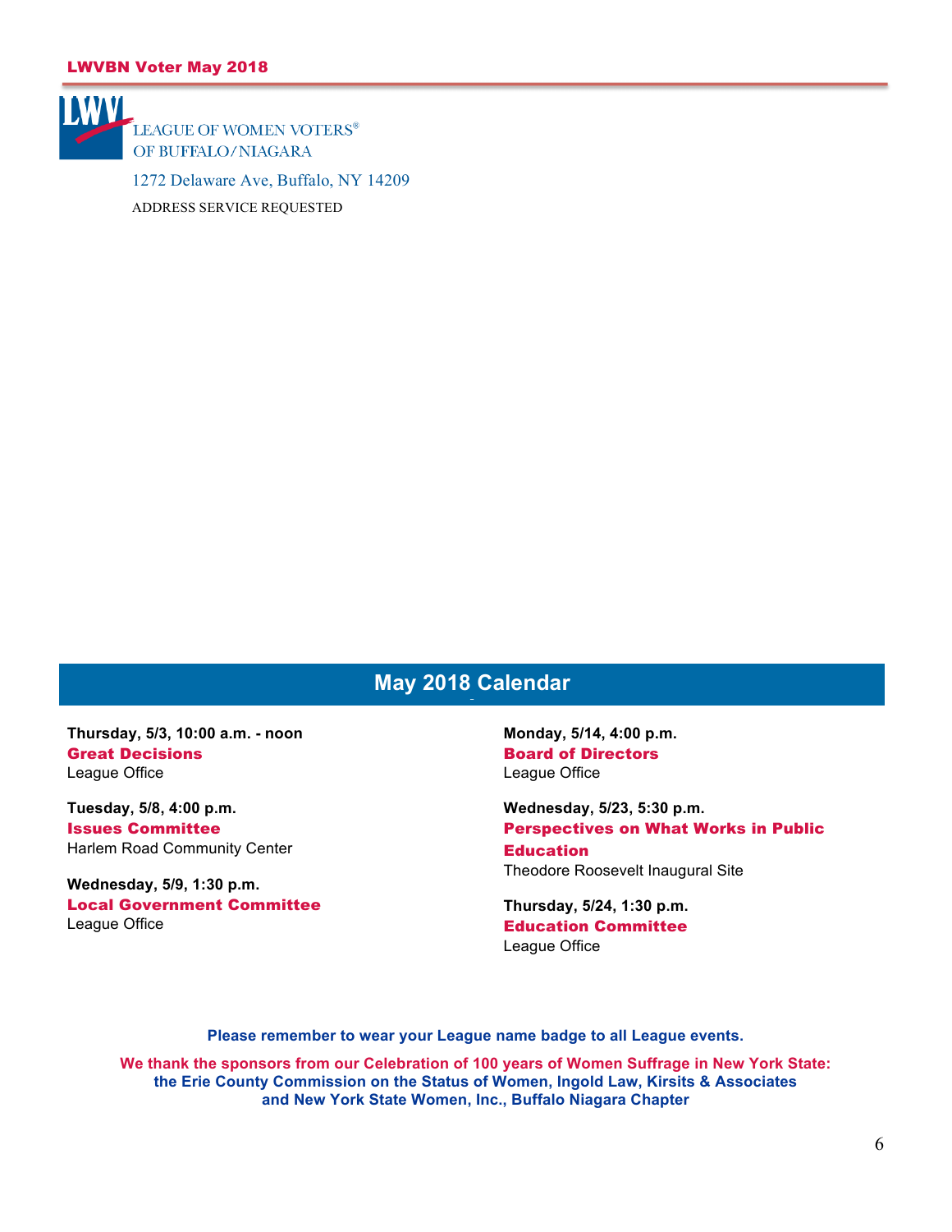LEAGUE OF WOMEN VOTERS®
OF BUFFALO/NIAGARA

1272 Delaware Ave, Buffalo, NY 14209

ADDRESS SERVICE REQUESTED

## May 2018 Calendar

**Thursday, 5/3, 10:00 a.m. - noon**
**Great Decisions**
League Office

**Tuesday, 5/8, 4:00 p.m.**
**Issues Committee**
Harlem Road Community Center

**Wednesday, 5/9, 1:30 p.m.**
**Local Government Committee**
League Office

**Monday, 5/14, 4:00 p.m.**
**Board of Directors**
League Office

**Wednesday, 5/23, 5:30 p.m.**
**Perspectives on What Works in Public Education**
Theodore Roosevelt Inaugural Site

**Thursday, 5/24, 1:30 p.m.**
**Education Committee**
League Office

**Please remember to wear your League name badge to all League events.**

**We thank the sponsors from our Celebration of 100 years of Women Suffrage in New York State: the Erie County Commission on the Status of Women, Ingold Law, Kirsits & Associates and New York State Women, Inc., Buffalo Niagara Chapter**